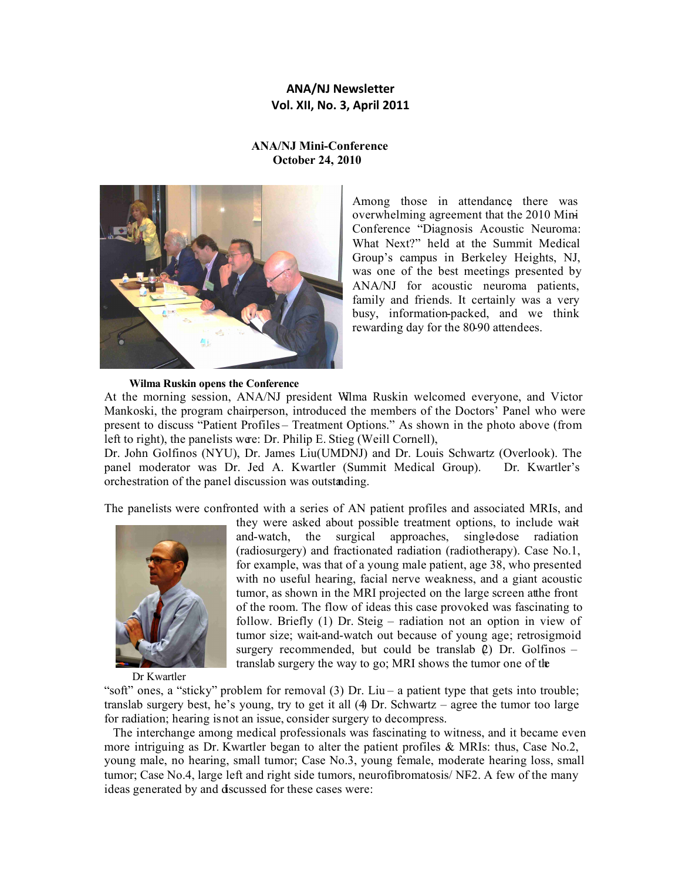# ANA/NJ Newsletter
## Vol. XII, No. 3, April 2011

### ANA/NJ Mini-Conference
### October 24, 2010

Among those in attendance, there was overwhelming agreement that the 2010 Mini-Conference "Diagnosis Acoustic Neuroma: What Next?" held at the Summit Medical Group's campus in Berkeley Heights, NJ, was one of the best meetings presented by ANA/NJ for acoustic neuroma patients, family and friends. It certainly was a very busy, information-packed, and we think rewarding day for the 80-90 attendees.

**Wilma Ruskin opens the Conference**

At the morning session, ANA/NJ president Wilma Ruskin welcomed everyone, and Victor Mankoski, the program chairperson, introduced the members of the Doctors' Panel who were present to discuss "Patient Profiles – Treatment Options." As shown in the photo above (from left to right), the panelists were: Dr. Philip E. Stieg (Weill Cornell), Dr. John Golfinos (NYU), Dr. James Liu (UMDNJ) and Dr. Louis Schwartz (Overlook). The panel moderator was Dr. Jed A. Kwartler (Summit Medical Group). Dr. Kwartler's orchestration of the panel discussion was outstanding.

The panelists were confronted with a series of AN patient profiles and associated MRIs, and they were asked about possible treatment options, to include wait-and-watch, the surgical approaches, single-dose radiation (radiosurgery) and fractionated radiation (radiotherapy). Case No.1, for example, was that of a young male patient, age 38, who presented with no useful hearing, facial nerve weakness, and a giant acoustic tumor, as shown in the MRI projected on the large screen at the front of the room. The flow of ideas this case provoked was fascinating to follow. Briefly (1) Dr. Steig – radiation not an option in view of tumor size; wait-and-watch out because of young age; retrosigmoid surgery recommended, but could be translab (2) Dr. Golfinos – translab surgery the way to go; MRI shows the tumor one of the "soft" ones, a "sticky" problem for removal (3) Dr. Liu – a patient type that gets into trouble; translab surgery best, he's young, try to get it all (4) Dr. Schwartz – agree the tumor too large for radiation; hearing is not an issue, consider surgery to decompress.

Dr Kwartler

The interchange among medical professionals was fascinating to witness, and it became even more intriguing as Dr. Kwartler began to alter the patient profiles & MRIs: thus, Case No.2, young male, no hearing, small tumor; Case No.3, young female, moderate hearing loss, small tumor; Case No.4, large left and right side tumors, neurofibromatosis/ NF-2. A few of the many ideas generated by and discussed for these cases were: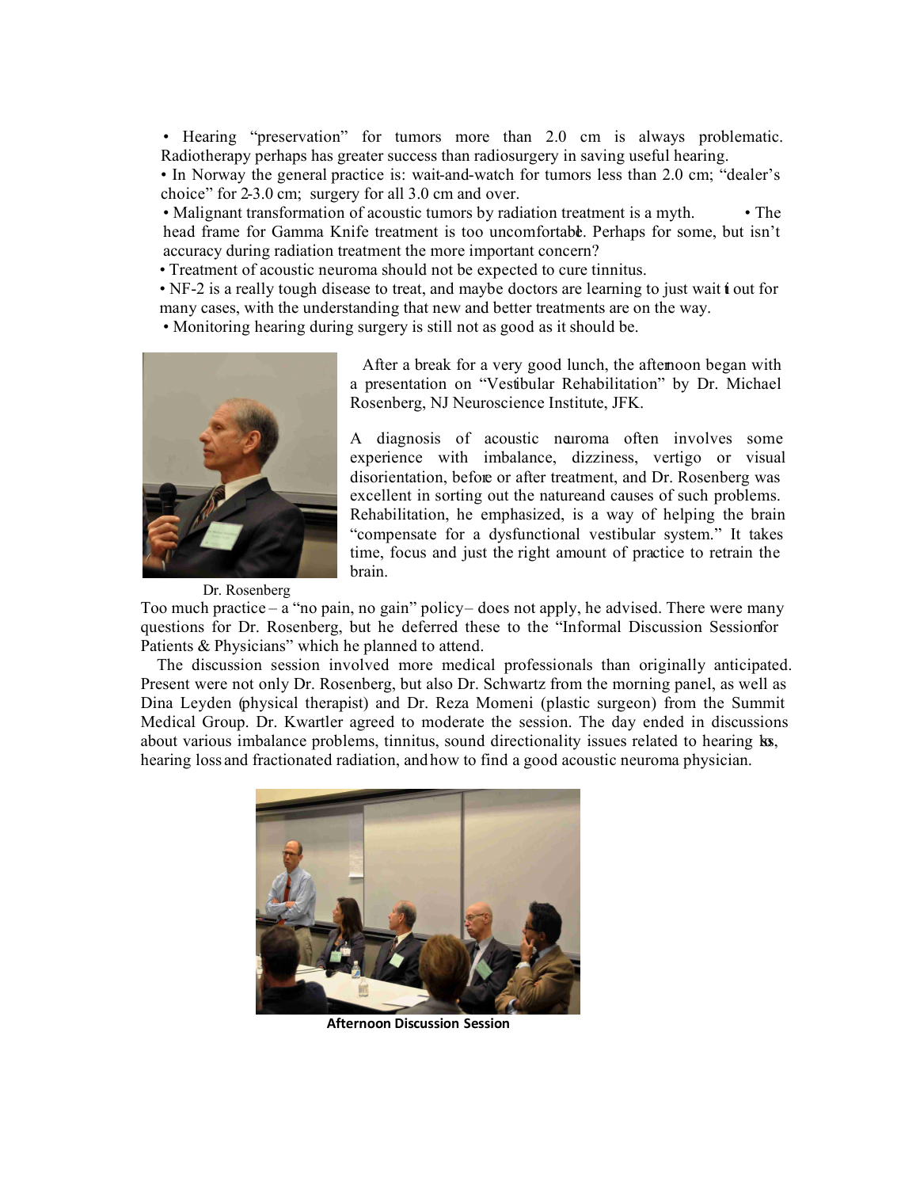- Hearing "preservation" for tumors more than 2.0 cm is always problematic. Radiotherapy perhaps has greater success than radiosurgery in saving useful hearing.
- In Norway the general practice is: wait-and-watch for tumors less than 2.0 cm; "dealer's choice" for 2-3.0 cm; surgery for all 3.0 cm and over.
- Malignant transformation of acoustic tumors by radiation treatment is a myth.
- The head frame for Gamma Knife treatment is too uncomfortable. Perhaps for some, but isn't accuracy during radiation treatment the more important concern?
- Treatment of acoustic neuroma should not be expected to cure tinnitus.
- NF-2 is a really tough disease to treat, and maybe doctors are learning to just wait it out for many cases, with the understanding that new and better treatments are on the way.
- Monitoring hearing during surgery is still not as good as it should be.

Dr. Rosenberg

After a break for a very good lunch, the afternoon began with a presentation on "Vestibular Rehabilitation" by Dr. Michael Rosenberg, NJ Neuroscience Institute, JFK.

A diagnosis of acoustic neuroma often involves some experience with imbalance, dizziness, vertigo or visual disorientation, before or after treatment, and Dr. Rosenberg was excellent in sorting out the nature and causes of such problems. Rehabilitation, he emphasized, is a way of helping the brain "compensate for a dysfunctional vestibular system." It takes time, focus and just the right amount of practice to retrain the brain. Too much practice – a "no pain, no gain" policy – does not apply, he advised. There were many questions for Dr. Rosenberg, but he deferred these to the "Informal Discussion Session for Patients & Physicians" which he planned to attend.

The discussion session involved more medical professionals than originally anticipated. Present were not only Dr. Rosenberg, but also Dr. Schwartz from the morning panel, as well as Dina Leyden (physical therapist) and Dr. Reza Momeni (plastic surgeon) from the Summit Medical Group. Dr. Kwartler agreed to moderate the session. The day ended in discussions about various imbalance problems, tinnitus, sound directionality issues related to hearing loss, hearing loss and fractionated radiation, and how to find a good acoustic neuroma physician.

**Afternoon Discussion Session**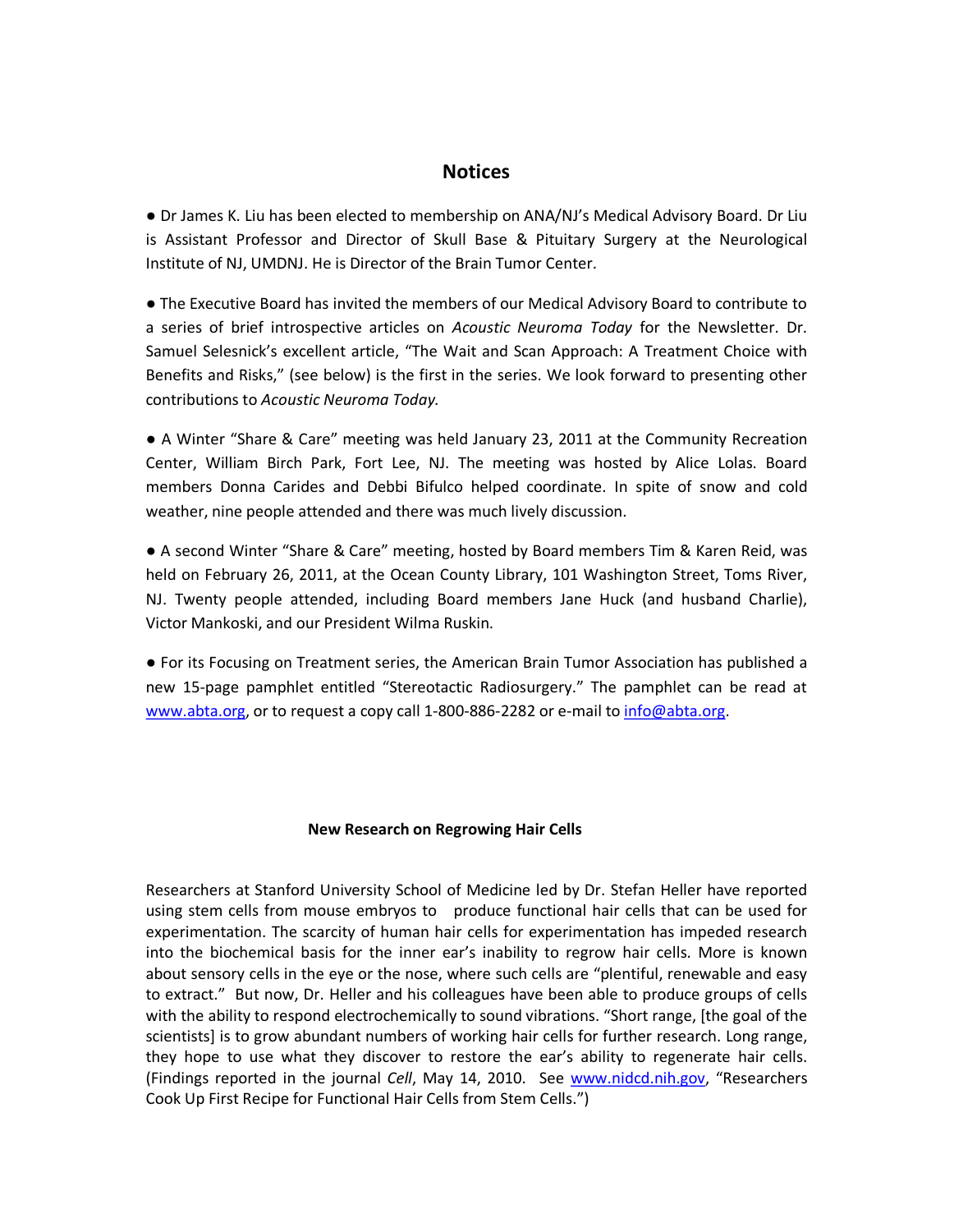## Notices

● Dr James K. Liu has been elected to membership on ANA/NJ's Medical Advisory Board. Dr Liu is Assistant Professor and Director of Skull Base & Pituitary Surgery at the Neurological Institute of NJ, UMDNJ. He is Director of the Brain Tumor Center.

● The Executive Board has invited the members of our Medical Advisory Board to contribute to a series of brief introspective articles on *Acoustic Neuroma Today* for the Newsletter. Dr. Samuel Selesnick's excellent article, "The Wait and Scan Approach: A Treatment Choice with Benefits and Risks," (see below) is the first in the series. We look forward to presenting other contributions to *Acoustic Neuroma Today.*

● A Winter "Share & Care" meeting was held January 23, 2011 at the Community Recreation Center, William Birch Park, Fort Lee, NJ. The meeting was hosted by Alice Lolas. Board members Donna Carides and Debbi Bifulco helped coordinate. In spite of snow and cold weather, nine people attended and there was much lively discussion.

● A second Winter "Share & Care" meeting, hosted by Board members Tim & Karen Reid, was held on February 26, 2011, at the Ocean County Library, 101 Washington Street, Toms River, NJ. Twenty people attended, including Board members Jane Huck (and husband Charlie), Victor Mankoski, and our President Wilma Ruskin.

● For its Focusing on Treatment series, the American Brain Tumor Association has published a new 15-page pamphlet entitled "Stereotactic Radiosurgery." The pamphlet can be read at www.abta.org, or to request a copy call 1-800-886-2282 or e-mail to info@abta.org.

### New Research on Regrowing Hair Cells

Researchers at Stanford University School of Medicine led by Dr. Stefan Heller have reported using stem cells from mouse embryos to produce functional hair cells that can be used for experimentation. The scarcity of human hair cells for experimentation has impeded research into the biochemical basis for the inner ear's inability to regrow hair cells. More is known about sensory cells in the eye or the nose, where such cells are "plentiful, renewable and easy to extract." But now, Dr. Heller and his colleagues have been able to produce groups of cells with the ability to respond electrochemically to sound vibrations. "Short range, [the goal of the scientists] is to grow abundant numbers of working hair cells for further research. Long range, they hope to use what they discover to restore the ear's ability to regenerate hair cells. (Findings reported in the journal *Cell*, May 14, 2010. See www.nidcd.nih.gov, "Researchers Cook Up First Recipe for Functional Hair Cells from Stem Cells.")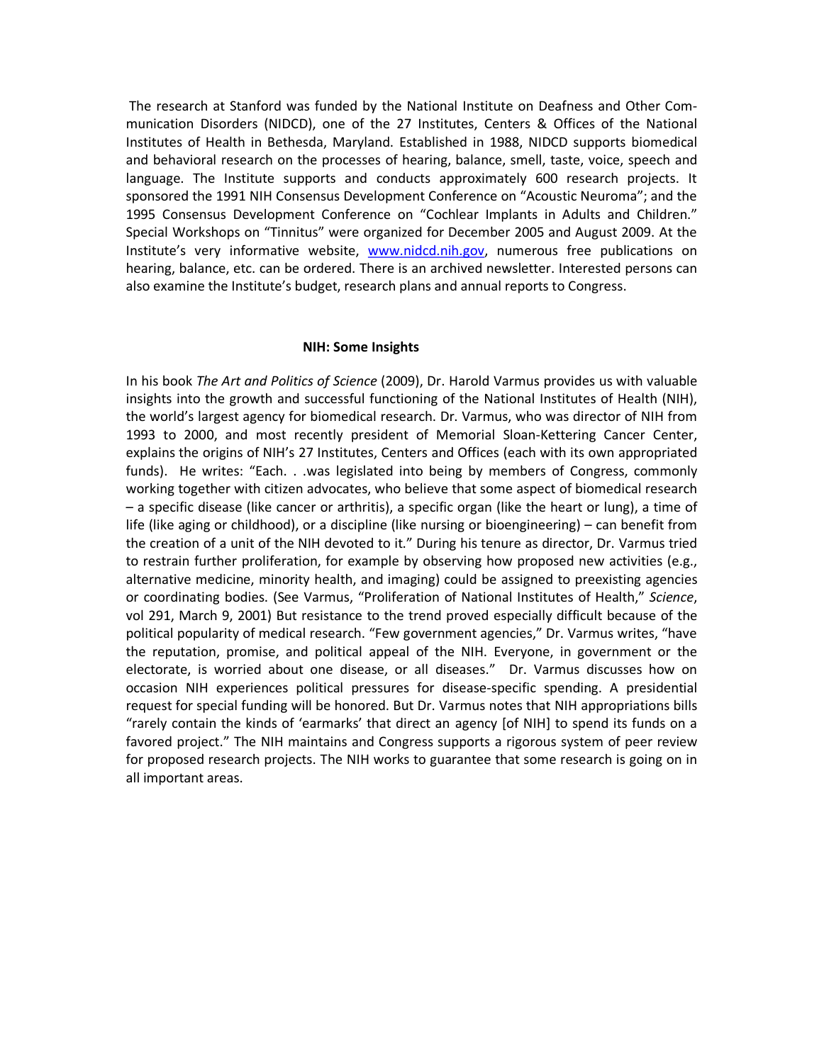The research at Stanford was funded by the National Institute on Deafness and Other Communication Disorders (NIDCD), one of the 27 Institutes, Centers & Offices of the National Institutes of Health in Bethesda, Maryland. Established in 1988, NIDCD supports biomedical and behavioral research on the processes of hearing, balance, smell, taste, voice, speech and language. The Institute supports and conducts approximately 600 research projects. It sponsored the 1991 NIH Consensus Development Conference on "Acoustic Neuroma"; and the 1995 Consensus Development Conference on "Cochlear Implants in Adults and Children." Special Workshops on "Tinnitus" were organized for December 2005 and August 2009. At the Institute's very informative website, [www.nidcd.nih.gov](http://www.nidcd.nih.gov), numerous free publications on hearing, balance, etc. can be ordered. There is an archived newsletter. Interested persons can also examine the Institute's budget, research plans and annual reports to Congress.

## NIH: Some Insights

In his book *The Art and Politics of Science* (2009), Dr. Harold Varmus provides us with valuable insights into the growth and successful functioning of the National Institutes of Health (NIH), the world's largest agency for biomedical research. Dr. Varmus, who was director of NIH from 1993 to 2000, and most recently president of Memorial Sloan-Kettering Cancer Center, explains the origins of NIH's 27 Institutes, Centers and Offices (each with its own appropriated funds). He writes: "Each. . .was legislated into being by members of Congress, commonly working together with citizen advocates, who believe that some aspect of biomedical research – a specific disease (like cancer or arthritis), a specific organ (like the heart or lung), a time of life (like aging or childhood), or a discipline (like nursing or bioengineering) – can benefit from the creation of a unit of the NIH devoted to it." During his tenure as director, Dr. Varmus tried to restrain further proliferation, for example by observing how proposed new activities (e.g., alternative medicine, minority health, and imaging) could be assigned to preexisting agencies or coordinating bodies. (See Varmus, "Proliferation of National Institutes of Health," *Science*, vol 291, March 9, 2001) But resistance to the trend proved especially difficult because of the political popularity of medical research. "Few government agencies," Dr. Varmus writes, "have the reputation, promise, and political appeal of the NIH. Everyone, in government or the electorate, is worried about one disease, or all diseases." Dr. Varmus discusses how on occasion NIH experiences political pressures for disease-specific spending. A presidential request for special funding will be honored. But Dr. Varmus notes that NIH appropriations bills "rarely contain the kinds of 'earmarks' that direct an agency [of NIH] to spend its funds on a favored project." The NIH maintains and Congress supports a rigorous system of peer review for proposed research projects. The NIH works to guarantee that some research is going on in all important areas.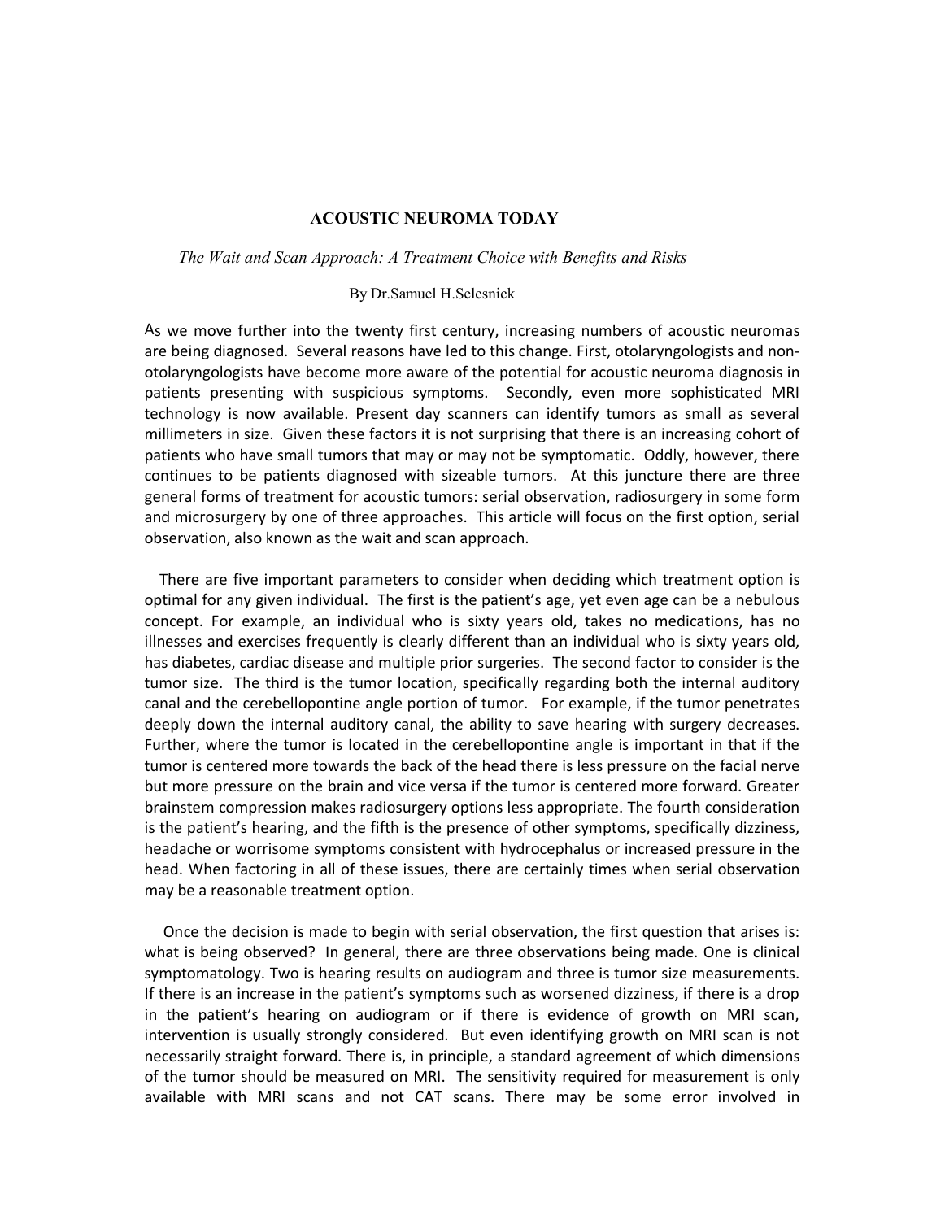# ACOUSTIC NEUROMA TODAY

*The Wait and Scan Approach: A Treatment Choice with Benefits and Risks*

By Dr.Samuel H.Selesnick

As we move further into the twenty first century, increasing numbers of acoustic neuromas are being diagnosed. Several reasons have led to this change. First, otolaryngologists and non-otolaryngologists have become more aware of the potential for acoustic neuroma diagnosis in patients presenting with suspicious symptoms. Secondly, even more sophisticated MRI technology is now available. Present day scanners can identify tumors as small as several millimeters in size. Given these factors it is not surprising that there is an increasing cohort of patients who have small tumors that may or may not be symptomatic. Oddly, however, there continues to be patients diagnosed with sizeable tumors. At this juncture there are three general forms of treatment for acoustic tumors: serial observation, radiosurgery in some form and microsurgery by one of three approaches. This article will focus on the first option, serial observation, also known as the wait and scan approach.

There are five important parameters to consider when deciding which treatment option is optimal for any given individual. The first is the patient's age, yet even age can be a nebulous concept. For example, an individual who is sixty years old, takes no medications, has no illnesses and exercises frequently is clearly different than an individual who is sixty years old, has diabetes, cardiac disease and multiple prior surgeries. The second factor to consider is the tumor size. The third is the tumor location, specifically regarding both the internal auditory canal and the cerebellopontine angle portion of tumor. For example, if the tumor penetrates deeply down the internal auditory canal, the ability to save hearing with surgery decreases. Further, where the tumor is located in the cerebellopontine angle is important in that if the tumor is centered more towards the back of the head there is less pressure on the facial nerve but more pressure on the brain and vice versa if the tumor is centered more forward. Greater brainstem compression makes radiosurgery options less appropriate. The fourth consideration is the patient's hearing, and the fifth is the presence of other symptoms, specifically dizziness, headache or worrisome symptoms consistent with hydrocephalus or increased pressure in the head. When factoring in all of these issues, there are certainly times when serial observation may be a reasonable treatment option.

Once the decision is made to begin with serial observation, the first question that arises is: what is being observed? In general, there are three observations being made. One is clinical symptomatology. Two is hearing results on audiogram and three is tumor size measurements. If there is an increase in the patient's symptoms such as worsened dizziness, if there is a drop in the patient's hearing on audiogram or if there is evidence of growth on MRI scan, intervention is usually strongly considered. But even identifying growth on MRI scan is not necessarily straight forward. There is, in principle, a standard agreement of which dimensions of the tumor should be measured on MRI. The sensitivity required for measurement is only available with MRI scans and not CAT scans. There may be some error involved in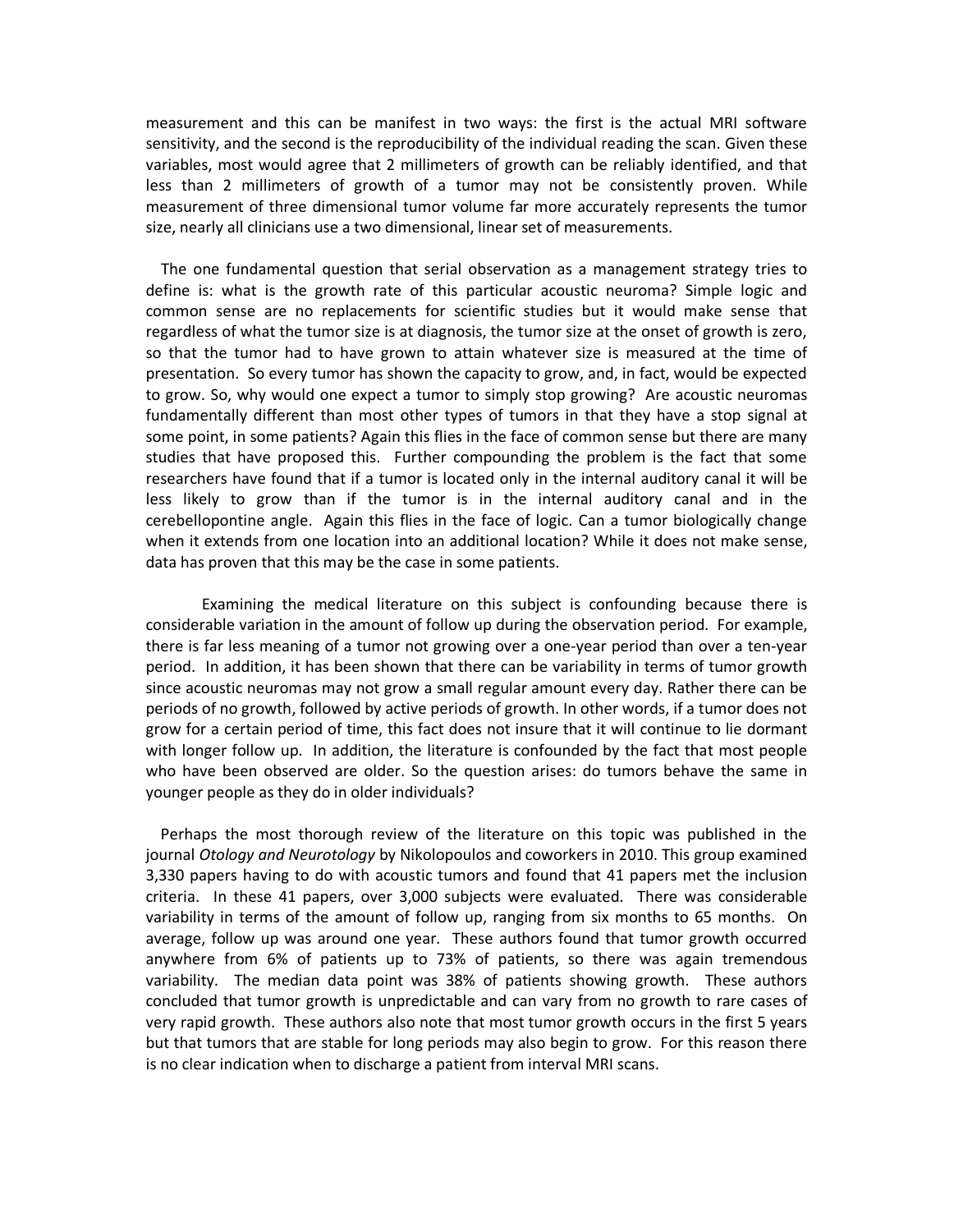measurement and this can be manifest in two ways: the first is the actual MRI software sensitivity, and the second is the reproducibility of the individual reading the scan. Given these variables, most would agree that 2 millimeters of growth can be reliably identified, and that less than 2 millimeters of growth of a tumor may not be consistently proven. While measurement of three dimensional tumor volume far more accurately represents the tumor size, nearly all clinicians use a two dimensional, linear set of measurements.

The one fundamental question that serial observation as a management strategy tries to define is: what is the growth rate of this particular acoustic neuroma? Simple logic and common sense are no replacements for scientific studies but it would make sense that regardless of what the tumor size is at diagnosis, the tumor size at the onset of growth is zero, so that the tumor had to have grown to attain whatever size is measured at the time of presentation. So every tumor has shown the capacity to grow, and, in fact, would be expected to grow. So, why would one expect a tumor to simply stop growing? Are acoustic neuromas fundamentally different than most other types of tumors in that they have a stop signal at some point, in some patients? Again this flies in the face of common sense but there are many studies that have proposed this. Further compounding the problem is the fact that some researchers have found that if a tumor is located only in the internal auditory canal it will be less likely to grow than if the tumor is in the internal auditory canal and in the cerebellopontine angle. Again this flies in the face of logic. Can a tumor biologically change when it extends from one location into an additional location? While it does not make sense, data has proven that this may be the case in some patients.

Examining the medical literature on this subject is confounding because there is considerable variation in the amount of follow up during the observation period. For example, there is far less meaning of a tumor not growing over a one-year period than over a ten-year period. In addition, it has been shown that there can be variability in terms of tumor growth since acoustic neuromas may not grow a small regular amount every day. Rather there can be periods of no growth, followed by active periods of growth. In other words, if a tumor does not grow for a certain period of time, this fact does not insure that it will continue to lie dormant with longer follow up. In addition, the literature is confounded by the fact that most people who have been observed are older. So the question arises: do tumors behave the same in younger people as they do in older individuals?

Perhaps the most thorough review of the literature on this topic was published in the journal *Otology and Neurotology* by Nikolopoulos and coworkers in 2010. This group examined 3,330 papers having to do with acoustic tumors and found that 41 papers met the inclusion criteria. In these 41 papers, over 3,000 subjects were evaluated. There was considerable variability in terms of the amount of follow up, ranging from six months to 65 months. On average, follow up was around one year. These authors found that tumor growth occurred anywhere from 6% of patients up to 73% of patients, so there was again tremendous variability. The median data point was 38% of patients showing growth. These authors concluded that tumor growth is unpredictable and can vary from no growth to rare cases of very rapid growth. These authors also note that most tumor growth occurs in the first 5 years but that tumors that are stable for long periods may also begin to grow. For this reason there is no clear indication when to discharge a patient from interval MRI scans.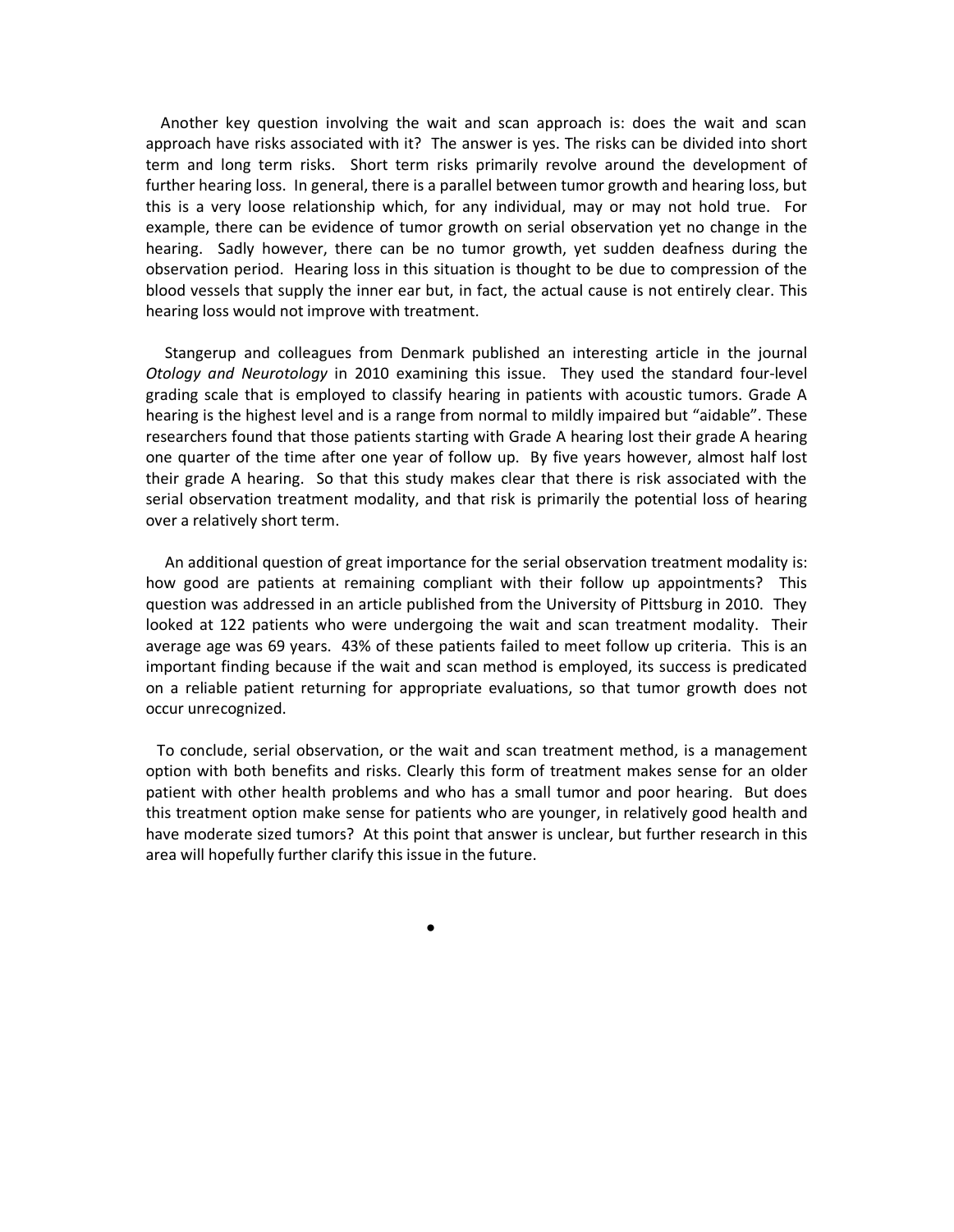Another key question involving the wait and scan approach is: does the wait and scan approach have risks associated with it? The answer is yes. The risks can be divided into short term and long term risks. Short term risks primarily revolve around the development of further hearing loss. In general, there is a parallel between tumor growth and hearing loss, but this is a very loose relationship which, for any individual, may or may not hold true. For example, there can be evidence of tumor growth on serial observation yet no change in the hearing. Sadly however, there can be no tumor growth, yet sudden deafness during the observation period. Hearing loss in this situation is thought to be due to compression of the blood vessels that supply the inner ear but, in fact, the actual cause is not entirely clear. This hearing loss would not improve with treatment.

Stangerup and colleagues from Denmark published an interesting article in the journal *Otology and Neurotology* in 2010 examining this issue. They used the standard four-level grading scale that is employed to classify hearing in patients with acoustic tumors. Grade A hearing is the highest level and is a range from normal to mildly impaired but "aidable". These researchers found that those patients starting with Grade A hearing lost their grade A hearing one quarter of the time after one year of follow up. By five years however, almost half lost their grade A hearing. So that this study makes clear that there is risk associated with the serial observation treatment modality, and that risk is primarily the potential loss of hearing over a relatively short term.

An additional question of great importance for the serial observation treatment modality is: how good are patients at remaining compliant with their follow up appointments? This question was addressed in an article published from the University of Pittsburg in 2010. They looked at 122 patients who were undergoing the wait and scan treatment modality. Their average age was 69 years. 43% of these patients failed to meet follow up criteria. This is an important finding because if the wait and scan method is employed, its success is predicated on a reliable patient returning for appropriate evaluations, so that tumor growth does not occur unrecognized.

To conclude, serial observation, or the wait and scan treatment method, is a management option with both benefits and risks. Clearly this form of treatment makes sense for an older patient with other health problems and who has a small tumor and poor hearing. But does this treatment option make sense for patients who are younger, in relatively good health and have moderate sized tumors? At this point that answer is unclear, but further research in this area will hopefully further clarify this issue in the future.

•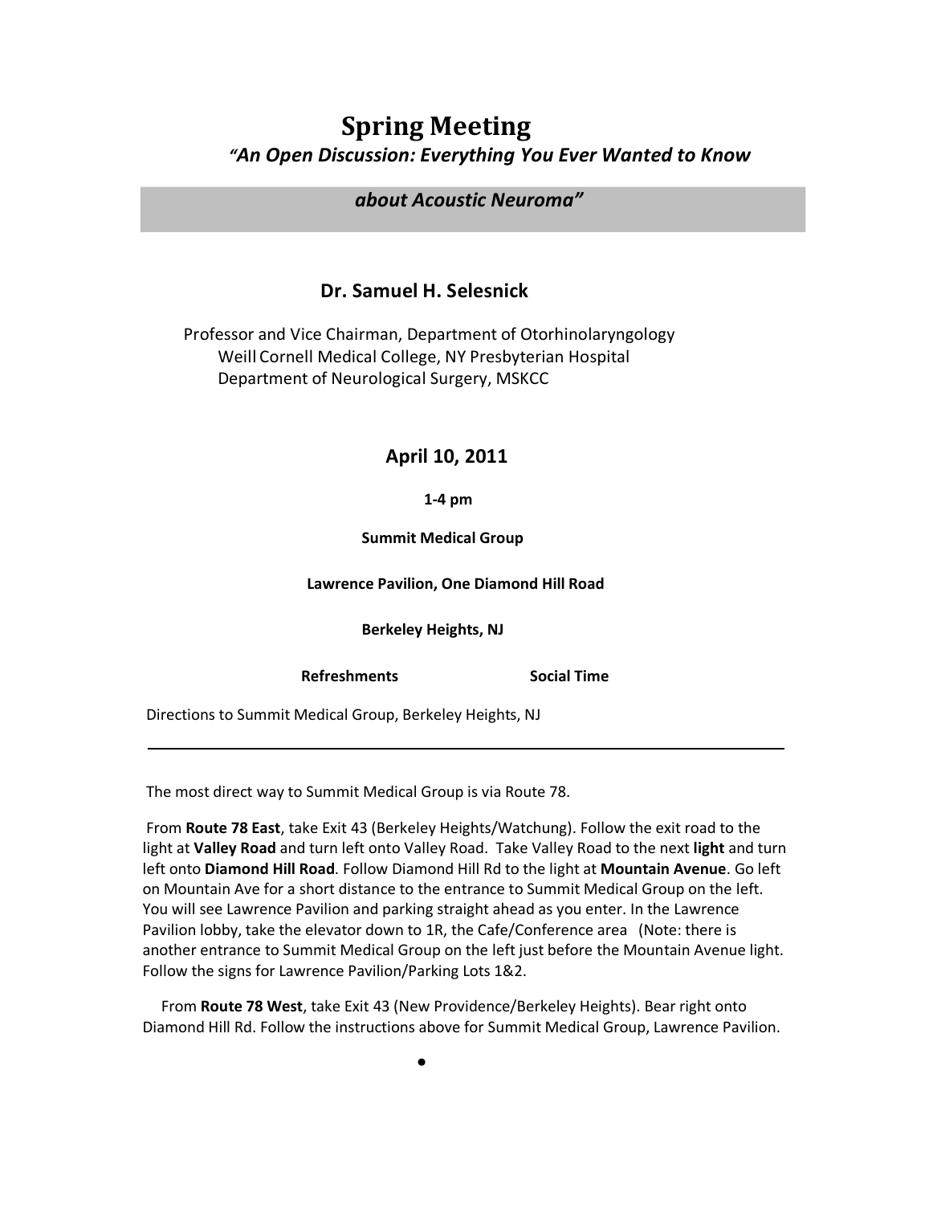# Spring Meeting

***"An Open Discussion: Everything You Ever Wanted to Know about Acoustic Neuroma"***

## Dr. Samuel H. Selesnick

Professor and Vice Chairman, Department of Otorhinolaryngology
Weill Cornell Medical College, NY Presbyterian Hospital
Department of Neurological Surgery, MSKCC

### April 10, 2011

**1-4 pm**

**Summit Medical Group**

**Lawrence Pavilion, One Diamond Hill Road**

**Berkeley Heights, NJ**

**Refreshments** **Social Time**

Directions to Summit Medical Group, Berkeley Heights, NJ

---

The most direct way to Summit Medical Group is via Route 78.

From **Route 78 East**, take Exit 43 (Berkeley Heights/Watchung). Follow the exit road to the light at **Valley Road** and turn left onto Valley Road. Take Valley Road to the next **light** and turn left onto **Diamond Hill Road**. Follow Diamond Hill Rd to the light at **Mountain Avenue**. Go left on Mountain Ave for a short distance to the entrance to Summit Medical Group on the left. You will see Lawrence Pavilion and parking straight ahead as you enter. In the Lawrence Pavilion lobby, take the elevator down to 1R, the Cafe/Conference area (Note: there is another entrance to Summit Medical Group on the left just before the Mountain Avenue light. Follow the signs for Lawrence Pavilion/Parking Lots 1&2.

From **Route 78 West**, take Exit 43 (New Providence/Berkeley Heights). Bear right onto Diamond Hill Rd. Follow the instructions above for Summit Medical Group, Lawrence Pavilion.